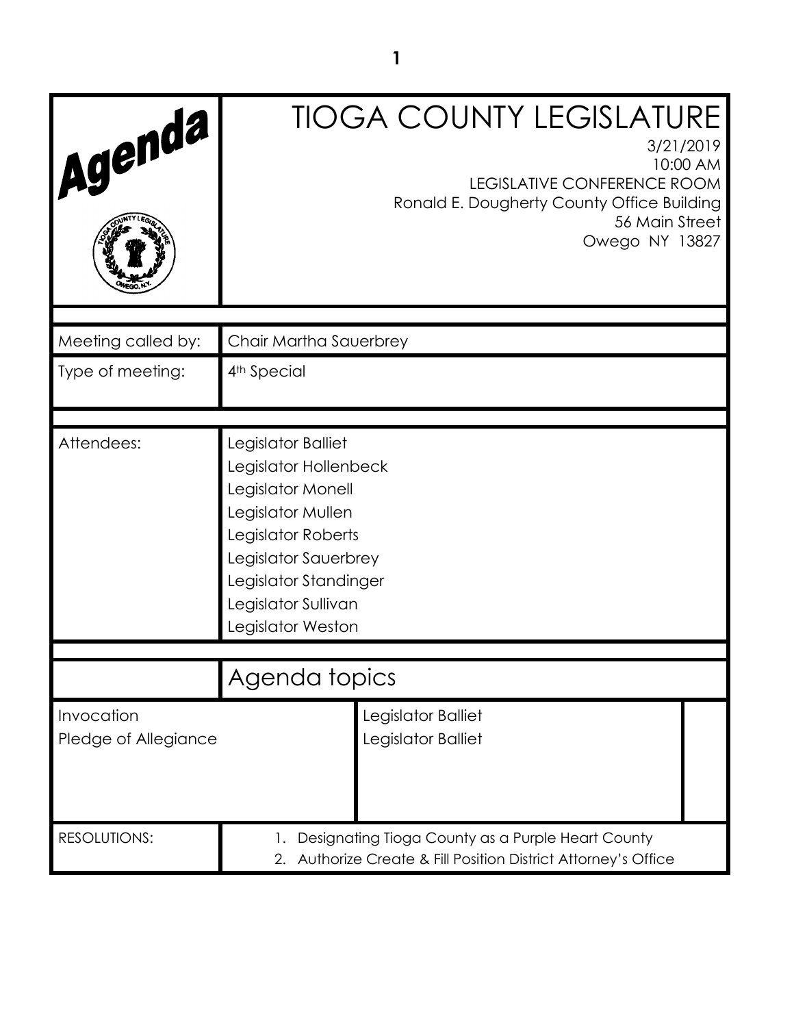# TIOGA COUNTY LEGISLATURE

3/21/2019
10:00 AM
LEGISLATIVE CONFERENCE ROOM
Ronald E. Dougherty County Office Building
56 Main Street
Owego NY 13827

## Agenda

| | |
|---|---|
| Meeting called by: | Chair Martha Sauerbrey |
| Type of meeting: | 4th Special |
| Attendees: | Legislator Balliet<br>Legislator Hollenbeck<br>Legislator Monell<br>Legislator Mullen<br>Legislator Roberts<br>Legislator Sauerbrey<br>Legislator Standinger<br>Legislator Sullivan<br>Legislator Weston |

## Agenda topics

| | |
|---|---|
| Invocation | Legislator Balliet |
| Pledge of Allegiance | Legislator Balliet |

RESOLUTIONS:

1. Designating Tioga County as a Purple Heart County
2. Authorize Create & Fill Position District Attorney's Office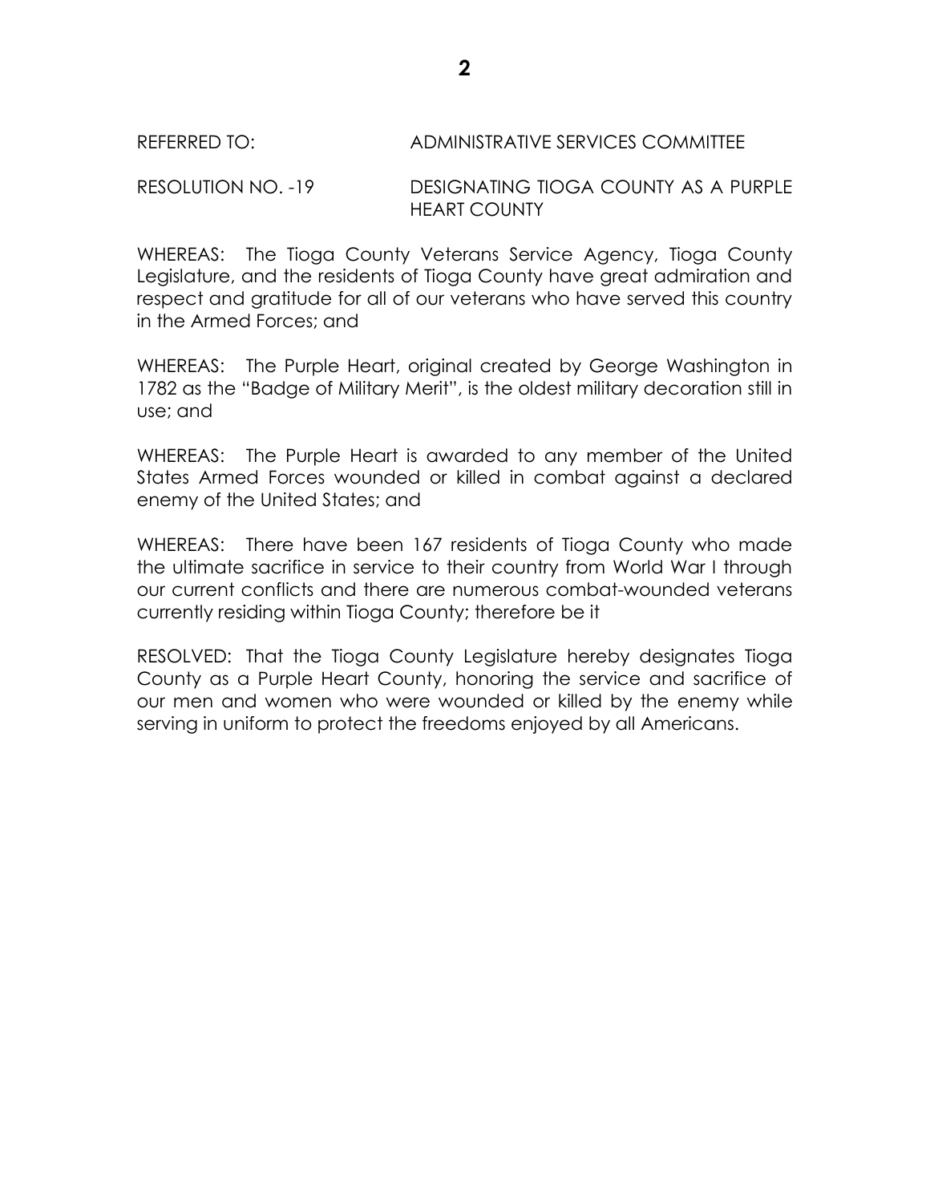REFERRED TO: ADMINISTRATIVE SERVICES COMMITTEE

RESOLUTION NO. -19 DESIGNATING TIOGA COUNTY AS A PURPLE HEART COUNTY

WHEREAS: The Tioga County Veterans Service Agency, Tioga County Legislature, and the residents of Tioga County have great admiration and respect and gratitude for all of our veterans who have served this country in the Armed Forces; and

WHEREAS: The Purple Heart, original created by George Washington in 1782 as the "Badge of Military Merit", is the oldest military decoration still in use; and

WHEREAS: The Purple Heart is awarded to any member of the United States Armed Forces wounded or killed in combat against a declared enemy of the United States; and

WHEREAS: There have been 167 residents of Tioga County who made the ultimate sacrifice in service to their country from World War I through our current conflicts and there are numerous combat-wounded veterans currently residing within Tioga County; therefore be it

RESOLVED: That the Tioga County Legislature hereby designates Tioga County as a Purple Heart County, honoring the service and sacrifice of our men and women who were wounded or killed by the enemy while serving in uniform to protect the freedoms enjoyed by all Americans.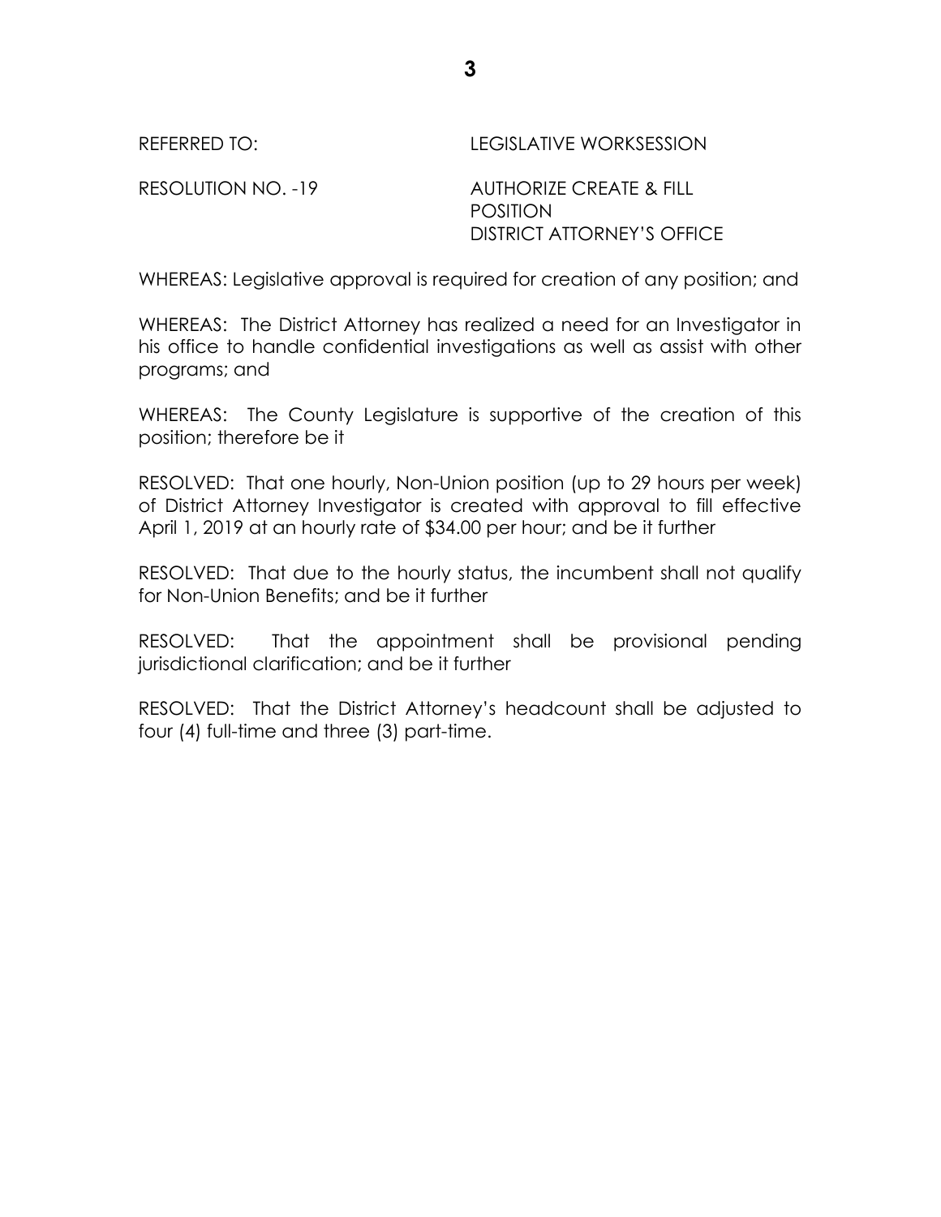REFERRED TO: LEGISLATIVE WORKSESSION

RESOLUTION NO. -19 AUTHORIZE CREATE & FILL POSITION DISTRICT ATTORNEY'S OFFICE

WHEREAS: Legislative approval is required for creation of any position; and

WHEREAS: The District Attorney has realized a need for an Investigator in his office to handle confidential investigations as well as assist with other programs; and

WHEREAS: The County Legislature is supportive of the creation of this position; therefore be it

RESOLVED: That one hourly, Non-Union position (up to 29 hours per week) of District Attorney Investigator is created with approval to fill effective April 1, 2019 at an hourly rate of $34.00 per hour; and be it further

RESOLVED: That due to the hourly status, the incumbent shall not qualify for Non-Union Benefits; and be it further

RESOLVED: That the appointment shall be provisional pending jurisdictional clarification; and be it further

RESOLVED: That the District Attorney's headcount shall be adjusted to four (4) full-time and three (3) part-time.